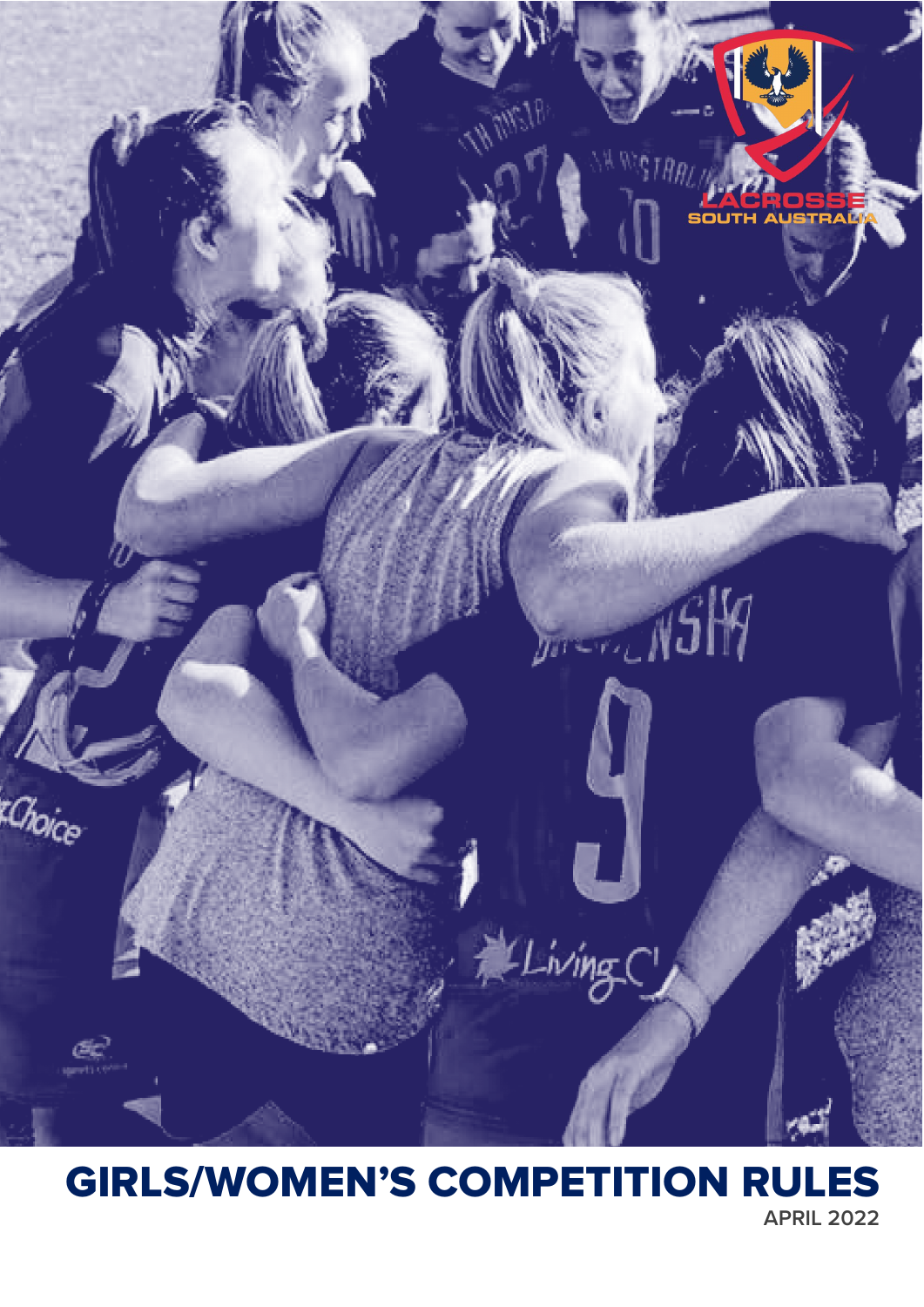# GIRLS/WOMEN'S COMPETITION RULES

APRIL 2022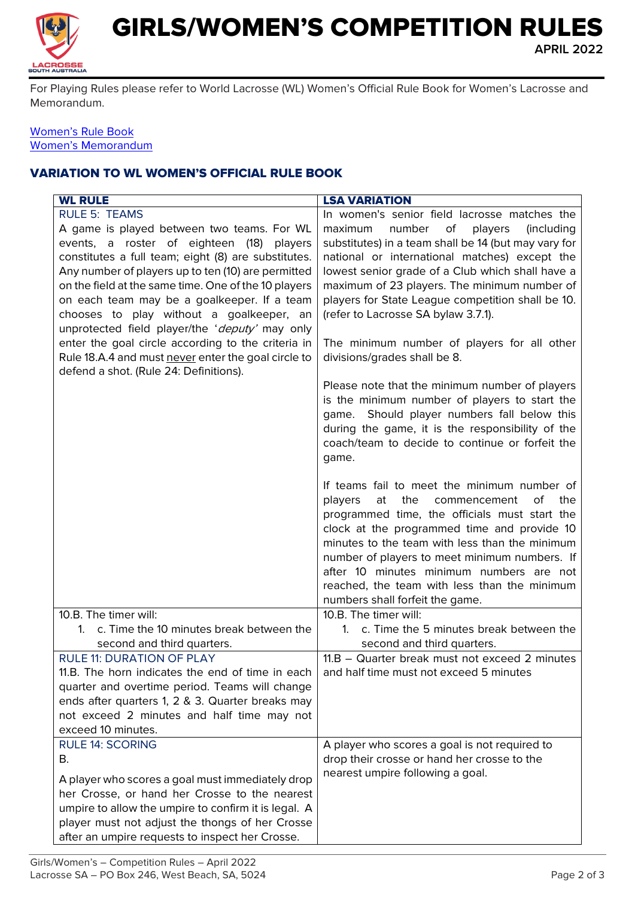# GIRLS/WOMEN'S COMPETITION RULES

**APRIL 2022**

For Playing Rules please refer to World Lacrosse (WL) Women's Official Rule Book for Women's Lacrosse and Memorandum.

Women's Rule Book
Women's Memorandum

## VARIATION TO WL WOMEN'S OFFICIAL RULE BOOK

| WL RULE | LSA VARIATION |
| --- | --- |
| RULE 5: TEAMS<br>A game is played between two teams. For WL events, a roster of eighteen (18) players constitutes a full team; eight (8) are substitutes. Any number of players up to ten (10) are permitted on the field at the same time. One of the 10 players on each team may be a goalkeeper. If a team chooses to play without a goalkeeper, an unprotected field player/the '*deputy*' may only enter the goal circle according to the criteria in Rule 18.A.4 and must never enter the goal circle to defend a shot. (Rule 24: Definitions). | In women's senior field lacrosse matches the maximum number of players (including substitutes) in a team shall be 14 (but may vary for national or international matches) except the lowest senior grade of a Club which shall have a maximum of 23 players. The minimum number of players for State League competition shall be 10. (refer to Lacrosse SA bylaw 3.7.1).<br><br>The minimum number of players for all other divisions/grades shall be 8.<br><br>Please note that the minimum number of players is the minimum number of players to start the game. Should player numbers fall below this during the game, it is the responsibility of the coach/team to decide to continue or forfeit the game.<br><br>If teams fail to meet the minimum number of players at the commencement of the programmed time, the officials must start the clock at the programmed time and provide 10 minutes to the team with less than the minimum number of players to meet minimum numbers. If after 10 minutes minimum numbers are not reached, the team with less than the minimum numbers shall forfeit the game. |
| 10.B. The timer will:<br>1. c. Time the 10 minutes break between the second and third quarters. | 10.B. The timer will:<br>1. c. Time the 5 minutes break between the second and third quarters. |
| RULE 11: DURATION OF PLAY<br>11.B. The horn indicates the end of time in each quarter and overtime period. Teams will change ends after quarters 1, 2 & 3. Quarter breaks may not exceed 2 minutes and half time may not exceed 10 minutes. | 11.B – Quarter break must not exceed 2 minutes and half time must not exceed 5 minutes |
| RULE 14: SCORING<br>B.<br>A player who scores a goal must immediately drop her Crosse, or hand her Crosse to the nearest umpire to allow the umpire to confirm it is legal. A player must not adjust the thongs of her Crosse after an umpire requests to inspect her Crosse. | A player who scores a goal is not required to drop their crosse or hand her crosse to the nearest umpire following a goal. |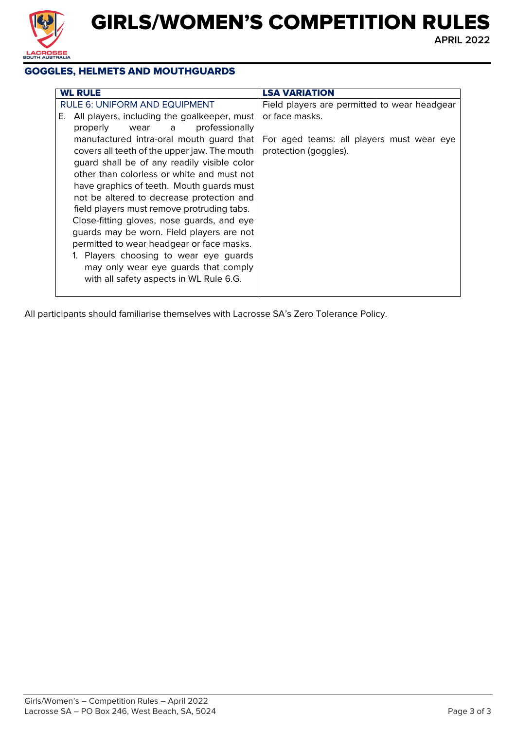## GOGGLES, HELMETS AND MOUTHGUARDS

| WL RULE | LSA VARIATION |
|---|---|
| RULE 6: UNIFORM AND EQUIPMENT<br>E. All players, including the goalkeeper, must properly wear a professionally manufactured intra-oral mouth guard that covers all teeth of the upper jaw. The mouth guard shall be of any readily visible color other than colorless or white and must not have graphics of teeth. Mouth guards must not be altered to decrease protection and field players must remove protruding tabs. Close-fitting gloves, nose guards, and eye guards may be worn. Field players are not permitted to wear headgear or face masks.<br>1. Players choosing to wear eye guards may only wear eye guards that comply with all safety aspects in WL Rule 6.G. | Field players are permitted to wear headgear or face masks.<br><br>For aged teams: all players must wear eye protection (goggles). |

All participants should familiarise themselves with Lacrosse SA's Zero Tolerance Policy.